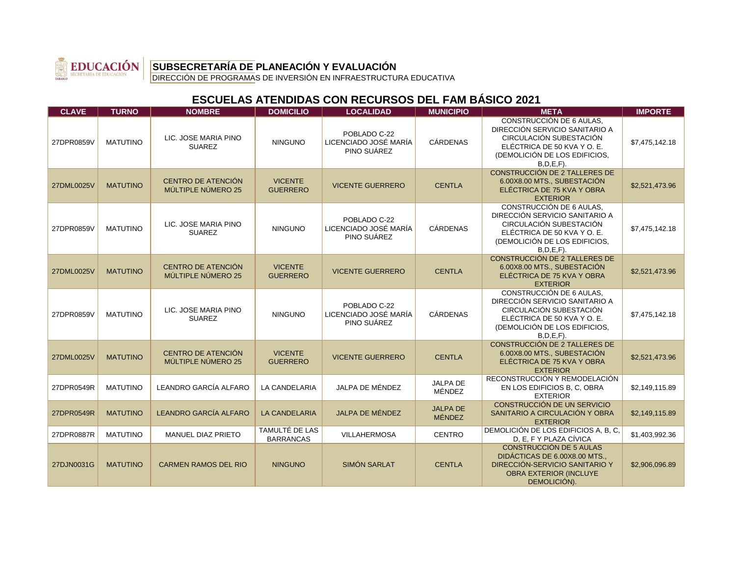EDUCACIÓN
SECRETARÍA DE EDUCACIÓN
TABASCO

**SUBSECRETARÍA DE PLANEACIÓN Y EVALUACIÓN**

DIRECCIÓN DE PROGRAMAS DE INVERSIÓN EN INFRAESTRUCTURA EDUCATIVA

## ESCUELAS ATENDIDAS CON RECURSOS DEL FAM BÁSICO 2021

| CLAVE | TURNO | NOMBRE | DOMICILIO | LOCALIDAD | MUNICIPIO | META | IMPORTE |
|---|---|---|---|---|---|---|---|
| 27DPR0859V | MATUTINO | LIC. JOSE MARIA PINO SUAREZ | NINGUNO | POBLADO C-22 LICENCIADO JOSÉ MARÍA PINO SUÁREZ | CÁRDENAS | CONSTRUCCIÓN DE 6 AULAS, DIRECCIÓN SERVICIO SANITARIO A CIRCULACIÓN SUBESTACIÓN ELÉCTRICA DE 50 KVA Y O. E. (DEMOLICIÓN DE LOS EDIFICIOS, B,D,E,F). | $7,475,142.18 |
| 27DML0025V | MATUTINO | CENTRO DE ATENCIÓN MÚLTIPLE NÚMERO 25 | VICENTE GUERRERO | VICENTE GUERRERO | CENTLA | CONSTRUCCIÓN DE 2 TALLERES DE 6.00X8.00 MTS., SUBESTACIÓN ELÉCTRICA DE 75 KVA Y OBRA EXTERIOR | $2,521,473.96 |
| 27DPR0859V | MATUTINO | LIC. JOSE MARIA PINO SUAREZ | NINGUNO | POBLADO C-22 LICENCIADO JOSÉ MARÍA PINO SUÁREZ | CÁRDENAS | CONSTRUCCIÓN DE 6 AULAS, DIRECCIÓN SERVICIO SANITARIO A CIRCULACIÓN SUBESTACIÓN ELÉCTRICA DE 50 KVA Y O. E. (DEMOLICIÓN DE LOS EDIFICIOS, B,D,E,F). | $7,475,142.18 |
| 27DML0025V | MATUTINO | CENTRO DE ATENCIÓN MÚLTIPLE NÚMERO 25 | VICENTE GUERRERO | VICENTE GUERRERO | CENTLA | CONSTRUCCIÓN DE 2 TALLERES DE 6.00X8.00 MTS., SUBESTACIÓN ELÉCTRICA DE 75 KVA Y OBRA EXTERIOR | $2,521,473.96 |
| 27DPR0859V | MATUTINO | LIC. JOSE MARIA PINO SUAREZ | NINGUNO | POBLADO C-22 LICENCIADO JOSÉ MARÍA PINO SUÁREZ | CÁRDENAS | CONSTRUCCIÓN DE 6 AULAS, DIRECCIÓN SERVICIO SANITARIO A CIRCULACIÓN SUBESTACIÓN ELÉCTRICA DE 50 KVA Y O. E. (DEMOLICIÓN DE LOS EDIFICIOS, B,D,E,F). | $7,475,142.18 |
| 27DML0025V | MATUTINO | CENTRO DE ATENCIÓN MÚLTIPLE NÚMERO 25 | VICENTE GUERRERO | VICENTE GUERRERO | CENTLA | CONSTRUCCIÓN DE 2 TALLERES DE 6.00X8.00 MTS., SUBESTACIÓN ELÉCTRICA DE 75 KVA Y OBRA EXTERIOR | $2,521,473.96 |
| 27DPR0549R | MATUTINO | LEANDRO GARCÍA ALFARO | LA CANDELARIA | JALPA DE MÉNDEZ | JALPA DE MÉNDEZ | RECONSTRUCCIÓN Y REMODELACIÓN EN LOS EDIFICIOS B, C, OBRA EXTERIOR | $2,149,115.89 |
| 27DPR0549R | MATUTINO | LEANDRO GARCÍA ALFARO | LA CANDELARIA | JALPA DE MÉNDEZ | JALPA DE MÉNDEZ | CONSTRUCCIÓN DE UN SERVICIO SANITARIO A CIRCULACIÓN Y OBRA EXTERIOR | $2,149,115.89 |
| 27DPR0887R | MATUTINO | MANUEL DIAZ PRIETO | TAMULTÉ DE LAS BARRANCAS | VILLAHERMOSA | CENTRO | DEMOLICIÓN DE LOS EDIFICIOS A, B, C, D, E, F Y PLAZA CÍVICA | $1,403,992.36 |
| 27DJN0031G | MATUTINO | CARMEN RAMOS DEL RIO | NINGUNO | SIMÓN SARLAT | CENTLA | CONSTRUCCIÓN DE 5 AULAS DIDÁCTICAS DE 6.00X8.00 MTS., DIRECCIÓN-SERVICIO SANITARIO Y OBRA EXTERIOR (INCLUYE DEMOLICIÓN). | $2,906,096.89 |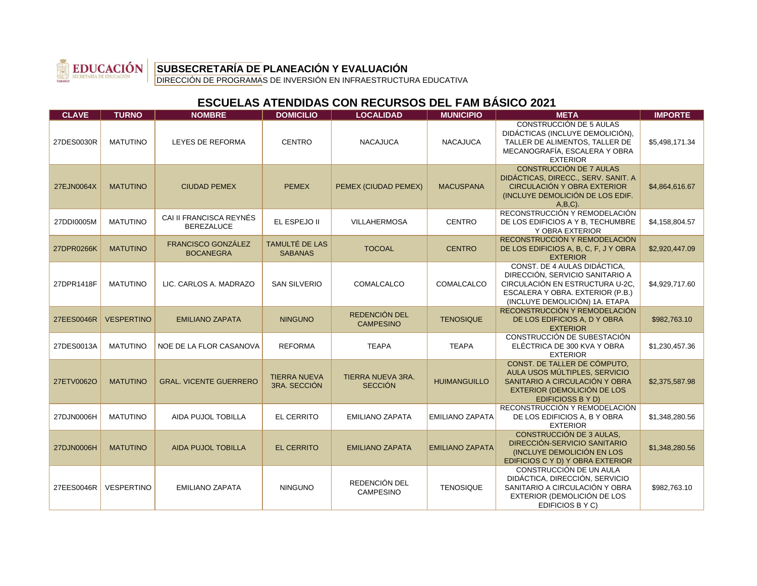**SUBSECRETARÍA DE PLANEACIÓN Y EVALUACIÓN**
DIRECCIÓN DE PROGRAMAS DE INVERSIÓN EN INFRAESTRUCTURA EDUCATIVA

## ESCUELAS ATENDIDAS CON RECURSOS DEL FAM BÁSICO 2021

| CLAVE | TURNO | NOMBRE | DOMICILIO | LOCALIDAD | MUNICIPIO | META | IMPORTE |
|---|---|---|---|---|---|---|---|
| 27DES0030R | MATUTINO | LEYES DE REFORMA | CENTRO | NACAJUCA | NACAJUCA | CONSTRUCCIÓN DE 5 AULAS DIDÁCTICAS (INCLUYE DEMOLICIÓN), TALLER DE ALIMENTOS, TALLER DE MECANOGRAFÍA, ESCALERA Y OBRA EXTERIOR | $5,498,171.34 |
| 27EJN0064X | MATUTINO | CIUDAD PEMEX | PEMEX | PEMEX (CIUDAD PEMEX) | MACUSPANA | CONSTRUCCIÓN DE 7 AULAS DIDÁCTICAS, DIRECC., SERV. SANIT. A CIRCULACIÓN Y OBRA EXTERIOR (INCLUYE DEMOLICIÓN DE LOS EDIF. A,B,C). | $4,864,616.67 |
| 27DDI0005M | MATUTINO | CAI II FRANCISCA REYNÉS BEREZALUCE | EL ESPEJO II | VILLAHERMOSA | CENTRO | RECONSTRUCCIÓN Y REMODELACIÓN DE LOS EDIFICIOS A Y B, TECHUMBRE Y OBRA EXTERIOR | $4,158,804.57 |
| 27DPR0266K | MATUTINO | FRANCISCO GONZÁLEZ BOCANEGRA | TAMULTÉ DE LAS SABANAS | TOCOAL | CENTRO | RECONSTRUCCIÓN Y REMODELACIÓN DE LOS EDIFICIOS A, B, C, F, J Y OBRA EXTERIOR | $2,920,447.09 |
| 27DPR1418F | MATUTINO | LIC. CARLOS A. MADRAZO | SAN SILVERIO | COMALCALCO | COMALCALCO | CONST. DE 4 AULAS DIDÁCTICA, DIRECCIÓN, SERVICIO SANITARIO A CIRCULACIÓN EN ESTRUCTURA U-2C, ESCALERA Y OBRA. EXTERIOR (P.B.) (INCLUYE DEMOLICIÓN) 1A. ETAPA | $4,929,717.60 |
| 27EES0046R | VESPERTINO | EMILIANO ZAPATA | NINGUNO | REDENCIÓN DEL CAMPESINO | TENOSIQUE | RECONSTRUCCIÓN Y REMODELACIÓN DE LOS EDIFICIOS A, D Y OBRA EXTERIOR | $982,763.10 |
| 27DES0013A | MATUTINO | NOE DE LA FLOR CASANOVA | REFORMA | TEAPA | TEAPA | CONSTRUCCIÓN DE SUBESTACIÓN ELÉCTRICA DE 300 KVA Y OBRA EXTERIOR | $1,230,457.36 |
| 27ETV0062O | MATUTINO | GRAL. VICENTE GUERRERO | TIERRA NUEVA 3RA. SECCIÓN | TIERRA NUEVA 3RA. SECCIÓN | HUIMANGUILLO | CONST. DE TALLER DE CÓMPUTO, AULA USOS MÚLTIPLES, SERVICIO SANITARIO A CIRCULACIÓN Y OBRA EXTERIOR (DEMOLICIÓN DE LOS EDIFICIOSS B Y D) | $2,375,587.98 |
| 27DJN0006H | MATUTINO | AIDA PUJOL TOBILLA | EL CERRITO | EMILIANO ZAPATA | EMILIANO ZAPATA | RECONSTRUCCIÓN Y REMODELACIÓN DE LOS EDIFICIOS A, B Y OBRA EXTERIOR | $1,348,280.56 |
| 27DJN0006H | MATUTINO | AIDA PUJOL TOBILLA | EL CERRITO | EMILIANO ZAPATA | EMILIANO ZAPATA | CONSTRUCCIÓN DE 3 AULAS, DIRECCIÓN-SERVICIO SANITARIO (INCLUYE DEMOLICIÓN EN LOS EDIFICIOS C Y D) Y OBRA EXTERIOR | $1,348,280.56 |
| 27EES0046R | VESPERTINO | EMILIANO ZAPATA | NINGUNO | REDENCIÓN DEL CAMPESINO | TENOSIQUE | CONSTRUCCIÓN DE UN AULA DIDÁCTICA, DIRECCIÓN, SERVICIO SANITARIO A CIRCULACIÓN Y OBRA EXTERIOR (DEMOLICIÓN DE LOS EDIFICIOS B Y C) | $982,763.10 |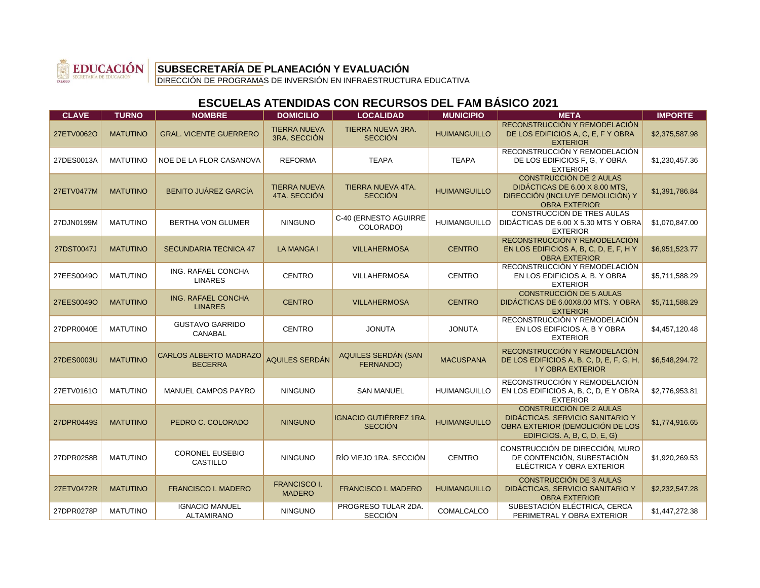**SUBSECRETARÍA DE PLANEACIÓN Y EVALUACIÓN**

DIRECCIÓN DE PROGRAMAS DE INVERSIÓN EN INFRAESTRUCTURA EDUCATIVA

## ESCUELAS ATENDIDAS CON RECURSOS DEL FAM BÁSICO 2021

| CLAVE | TURNO | NOMBRE | DOMICILIO | LOCALIDAD | MUNICIPIO | META | IMPORTE |
|---|---|---|---|---|---|---|---|
| 27ETV0062O | MATUTINO | GRAL. VICENTE GUERRERO | TIERRA NUEVA 3RA. SECCIÓN | TIERRA NUEVA 3RA. SECCIÓN | HUIMANGUILLO | RECONSTRUCCIÓN Y REMODELACIÓN DE LOS EDIFICIOS A, C, E, F Y OBRA EXTERIOR | $2,375,587.98 |
| 27DES0013A | MATUTINO | NOE DE LA FLOR CASANOVA | REFORMA | TEAPA | TEAPA | RECONSTRUCCIÓN Y REMODELACIÓN DE LOS EDIFICIOS F, G, Y OBRA EXTERIOR | $1,230,457.36 |
| 27ETV0477M | MATUTINO | BENITO JUÁREZ GARCÍA | TIERRA NUEVA 4TA. SECCIÓN | TIERRA NUEVA 4TA. SECCIÓN | HUIMANGUILLO | CONSTRUCCIÓN DE 2 AULAS DIDÁCTICAS DE 6.00 X 8.00 MTS, DIRECCIÓN (INCLUYE DEMOLICIÓN) Y OBRA EXTERIOR | $1,391,786.84 |
| 27DJN0199M | MATUTINO | BERTHA VON GLUMER | NINGUNO | C-40 (ERNESTO AGUIRRE COLORADO) | HUIMANGUILLO | CONSTRUCCIÓN DE TRES AULAS DIDÁCTICAS DE 6.00 X 5.30 MTS Y OBRA EXTERIOR | $1,070,847.00 |
| 27DST0047J | MATUTINO | SECUNDARIA TECNICA 47 | LA MANGA I | VILLAHERMOSA | CENTRO | RECONSTRUCCIÓN Y REMODELACIÓN EN LOS EDIFICIOS A, B, C, D, E, F, H Y OBRA EXTERIOR | $6,951,523.77 |
| 27EES0049O | MATUTINO | ING. RAFAEL CONCHA LINARES | CENTRO | VILLAHERMOSA | CENTRO | RECONSTRUCCIÓN Y REMODELACIÓN EN LOS EDIFICIOS A, B. Y OBRA EXTERIOR | $5,711,588.29 |
| 27EES0049O | MATUTINO | ING. RAFAEL CONCHA LINARES | CENTRO | VILLAHERMOSA | CENTRO | CONSTRUCCIÓN DE 5 AULAS DIDÁCTICAS DE 6.00X8.00 MTS. Y OBRA EXTERIOR | $5,711,588.29 |
| 27DPR0040E | MATUTINO | GUSTAVO GARRIDO CANABAL | CENTRO | JONUTA | JONUTA | RECONSTRUCCIÓN Y REMODELACIÓN EN LOS EDIFICIOS A, B Y OBRA EXTERIOR | $4,457,120.48 |
| 27DES0003U | MATUTINO | CARLOS ALBERTO MADRAZO BECERRA | AQUILES SERDÁN | AQUILES SERDÁN (SAN FERNANDO) | MACUSPANA | RECONSTRUCCIÓN Y REMODELACIÓN DE LOS EDIFICIOS A, B, C, D, E, F, G, H, I Y OBRA EXTERIOR | $6,548,294.72 |
| 27ETV0161O | MATUTINO | MANUEL CAMPOS PAYRO | NINGUNO | SAN MANUEL | HUIMANGUILLO | RECONSTRUCCIÓN Y REMODELACIÓN EN LOS EDIFICIOS A, B, C, D, E Y OBRA EXTERIOR | $2,776,953.81 |
| 27DPR0449S | MATUTINO | PEDRO C. COLORADO | NINGUNO | IGNACIO GUTIÉRREZ 1RA. SECCIÓN | HUIMANGUILLO | CONSTRUCCIÓN DE 2 AULAS DIDÁCTICAS, SERVICIO SANITARIO Y OBRA EXTERIOR (DEMOLICIÓN DE LOS EDIFICIOS. A, B, C, D, E, G) | $1,774,916.65 |
| 27DPR0258B | MATUTINO | CORONEL EUSEBIO CASTILLO | NINGUNO | RÍO VIEJO 1RA. SECCIÓN | CENTRO | CONSTRUCCIÓN DE DIRECCIÓN, MURO DE CONTENCIÓN, SUBESTACIÓN ELÉCTRICA Y OBRA EXTERIOR | $1,920,269.53 |
| 27ETV0472R | MATUTINO | FRANCISCO I. MADERO | FRANCISCO I. MADERO | FRANCISCO I. MADERO | HUIMANGUILLO | CONSTRUCCIÓN DE 3 AULAS DIDÁCTICAS, SERVICIO SANITARIO Y OBRA EXTERIOR | $2,232,547.28 |
| 27DPR0278P | MATUTINO | IGNACIO MANUEL ALTAMIRANO | NINGUNO | PROGRESO TULAR 2DA. SECCIÓN | COMALCALCO | SUBESTACIÓN ELÉCTRICA, CERCA PERIMETRAL Y OBRA EXTERIOR | $1,447,272.38 |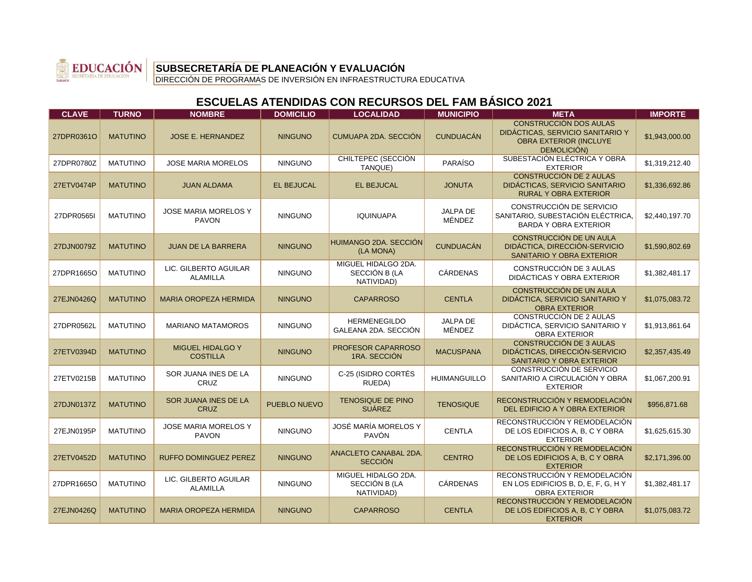**SUBSECRETARÍA DE PLANEACIÓN Y EVALUACIÓN**

DIRECCIÓN DE PROGRAMAS DE INVERSIÓN EN INFRAESTRUCTURA EDUCATIVA

## ESCUELAS ATENDIDAS CON RECURSOS DEL FAM BÁSICO 2021

| CLAVE | TURNO | NOMBRE | DOMICILIO | LOCALIDAD | MUNICIPIO | META | IMPORTE |
|---|---|---|---|---|---|---|---|
| 27DPR0361O | MATUTINO | JOSE E. HERNANDEZ | NINGUNO | CUMUAPA 2DA. SECCIÓN | CUNDUACÁN | CONSTRUCCIÓN DOS AULAS DIDÁCTICAS, SERVICIO SANITARIO Y OBRA EXTERIOR (INCLUYE DEMOLICIÓN) | $1,943,000.00 |
| 27DPR0780Z | MATUTINO | JOSE MARIA MORELOS | NINGUNO | CHILTEPEC (SECCIÓN TANQUE) | PARAÍSO | SUBESTACIÓN ELÉCTRICA Y OBRA EXTERIOR | $1,319,212.40 |
| 27ETV0474P | MATUTINO | JUAN ALDAMA | EL BEJUCAL | EL BEJUCAL | JONUTA | CONSTRUCCIÓN DE 2 AULAS DIDÁCTICAS, SERVICIO SANITARIO RURAL Y OBRA EXTERIOR | $1,336,692.86 |
| 27DPR0565I | MATUTINO | JOSE MARIA MORELOS Y PAVON | NINGUNO | IQUINUAPA | JALPA DE MÉNDEZ | CONSTRUCCIÓN DE SERVICIO SANITARIO, SUBESTACIÓN ELÉCTRICA, BARDA Y OBRA EXTERIOR | $2,440,197.70 |
| 27DJN0079Z | MATUTINO | JUAN DE LA BARRERA | NINGUNO | HUIMANGO 2DA. SECCIÓN (LA MONA) | CUNDUACÁN | CONSTRUCCIÓN DE UN AULA DIDÁCTICA, DIRECCIÓN-SERVICIO SANITARIO Y OBRA EXTERIOR | $1,590,802.69 |
| 27DPR1665O | MATUTINO | LIC. GILBERTO AGUILAR ALAMILLA | NINGUNO | MIGUEL HIDALGO 2DA. SECCIÓN B (LA NATIVIDAD) | CÁRDENAS | CONSTRUCCIÓN DE 3 AULAS DIDÁCTICAS Y OBRA EXTERIOR | $1,382,481.17 |
| 27EJN0426Q | MATUTINO | MARIA OROPEZA HERMIDA | NINGUNO | CAPARROSO | CENTLA | CONSTRUCCIÓN DE UN AULA DIDÁCTICA, SERVICIO SANITARIO Y OBRA EXTERIOR | $1,075,083.72 |
| 27DPR0562L | MATUTINO | MARIANO MATAMOROS | NINGUNO | HERMENEGILDO GALEANA 2DA. SECCIÓN | JALPA DE MÉNDEZ | CONSTRUCCIÓN DE 2 AULAS DIDÁCTICA, SERVICIO SANITARIO Y OBRA EXTERIOR | $1,913,861.64 |
| 27ETV0394D | MATUTINO | MIGUEL HIDALGO Y COSTILLA | NINGUNO | PROFESOR CAPARROSO 1RA. SECCIÓN | MACUSPANA | CONSTRUCCIÓN DE 3 AULAS DIDÁCTICAS, DIRECCIÓN-SERVICIO SANITARIO Y OBRA EXTERIOR | $2,357,435.49 |
| 27ETV0215B | MATUTINO | SOR JUANA INES DE LA CRUZ | NINGUNO | C-25 (ISIDRO CORTÉS RUEDA) | HUIMANGUILLO | CONSTRUCCIÓN DE SERVICIO SANITARIO A CIRCULACIÓN Y OBRA EXTERIOR | $1,067,200.91 |
| 27DJN0137Z | MATUTINO | SOR JUANA INES DE LA CRUZ | PUEBLO NUEVO | TENOSIQUE DE PINO SUÁREZ | TENOSIQUE | RECONSTRUCCIÓN Y REMODELACIÓN DEL EDIFICIO A Y OBRA EXTERIOR | $956,871.68 |
| 27EJN0195P | MATUTINO | JOSE MARIA MORELOS Y PAVON | NINGUNO | JOSÉ MARÍA MORELOS Y PAVÓN | CENTLA | RECONSTRUCCIÓN Y REMODELACIÓN DE LOS EDIFICIOS A, B, C Y OBRA EXTERIOR | $1,625,615.30 |
| 27ETV0452D | MATUTINO | RUFFO DOMINGUEZ PEREZ | NINGUNO | ANACLETO CANABAL 2DA. SECCIÓN | CENTRO | RECONSTRUCCIÓN Y REMODELACIÓN DE LOS EDIFICIOS A, B, C Y OBRA EXTERIOR | $2,171,396.00 |
| 27DPR1665O | MATUTINO | LIC. GILBERTO AGUILAR ALAMILLA | NINGUNO | MIGUEL HIDALGO 2DA. SECCIÓN B (LA NATIVIDAD) | CÁRDENAS | RECONSTRUCCIÓN Y REMODELACIÓN EN LOS EDIFICIOS B, D, E, F, G, H Y OBRA EXTERIOR | $1,382,481.17 |
| 27EJN0426Q | MATUTINO | MARIA OROPEZA HERMIDA | NINGUNO | CAPARROSO | CENTLA | RECONSTRUCCIÓN Y REMODELACIÓN DE LOS EDIFICIOS A, B, C Y OBRA EXTERIOR | $1,075,083.72 |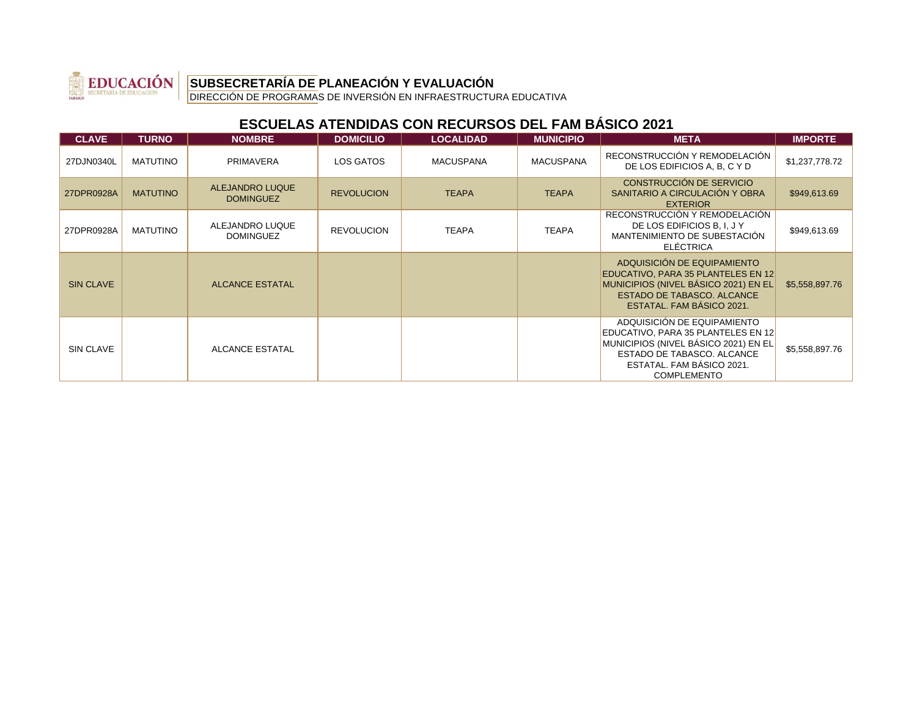**EDUCACIÓN**
SECRETARÍA DE EDUCACIÓN
TABASCO

**SUBSECRETARÍA DE PLANEACIÓN Y EVALUACIÓN**

DIRECCIÓN DE PROGRAMAS DE INVERSIÓN EN INFRAESTRUCTURA EDUCATIVA

## ESCUELAS ATENDIDAS CON RECURSOS DEL FAM BÁSICO 2021

| CLAVE | TURNO | NOMBRE | DOMICILIO | LOCALIDAD | MUNICIPIO | META | IMPORTE |
|---|---|---|---|---|---|---|---|
| 27DJN0340L | MATUTINO | PRIMAVERA | LOS GATOS | MACUSPANA | MACUSPANA | RECONSTRUCCIÓN Y REMODELACIÓN DE LOS EDIFICIOS A, B, C Y D | $1,237,778.72 |
| 27DPR0928A | MATUTINO | ALEJANDRO LUQUE DOMINGUEZ | REVOLUCION | TEAPA | TEAPA | CONSTRUCCIÓN DE SERVICIO SANITARIO A CIRCULACIÓN Y OBRA EXTERIOR | $949,613.69 |
| 27DPR0928A | MATUTINO | ALEJANDRO LUQUE DOMINGUEZ | REVOLUCION | TEAPA | TEAPA | RECONSTRUCCIÓN Y REMODELACIÓN DE LOS EDIFICIOS B, I, J Y MANTENIMIENTO DE SUBESTACIÓN ELÉCTRICA | $949,613.69 |
| SIN CLAVE | | ALCANCE ESTATAL | | | | ADQUISICIÓN DE EQUIPAMIENTO EDUCATIVO, PARA 35 PLANTELES EN 12 MUNICIPIOS (NIVEL BÁSICO 2021) EN EL ESTADO DE TABASCO. ALCANCE ESTATAL. FAM BÁSICO 2021. | $5,558,897.76 |
| SIN CLAVE | | ALCANCE ESTATAL | | | | ADQUISICIÓN DE EQUIPAMIENTO EDUCATIVO, PARA 35 PLANTELES EN 12 MUNICIPIOS (NIVEL BÁSICO 2021) EN EL ESTADO DE TABASCO. ALCANCE ESTATAL. FAM BÁSICO 2021. COMPLEMENTO | $5,558,897.76 |